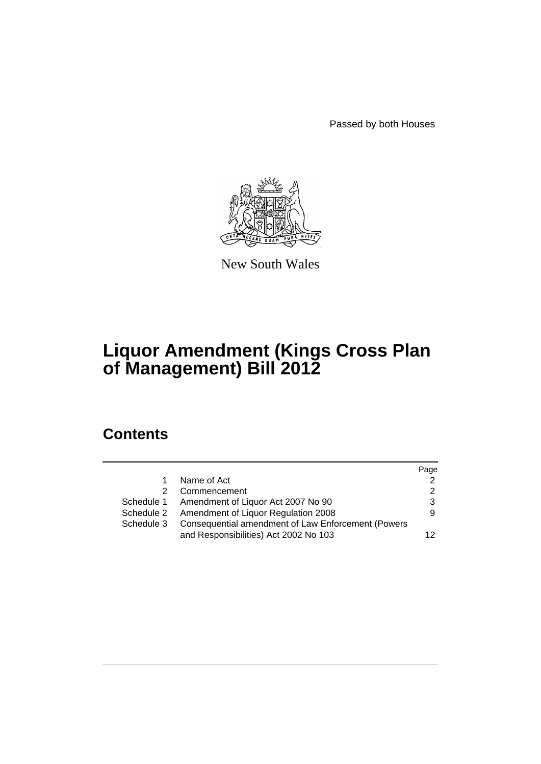Passed by both Houses

New South Wales

# Liquor Amendment (Kings Cross Plan of Management) Bill 2012

## Contents

| | | Page |
|---|---|---|
| 1 | Name of Act | 2 |
| 2 | Commencement | 2 |
| Schedule 1 | Amendment of Liquor Act 2007 No 90 | 3 |
| Schedule 2 | Amendment of Liquor Regulation 2008 | 9 |
| Schedule 3 | Consequential amendment of Law Enforcement (Powers and Responsibilities) Act 2002 No 103 | 12 |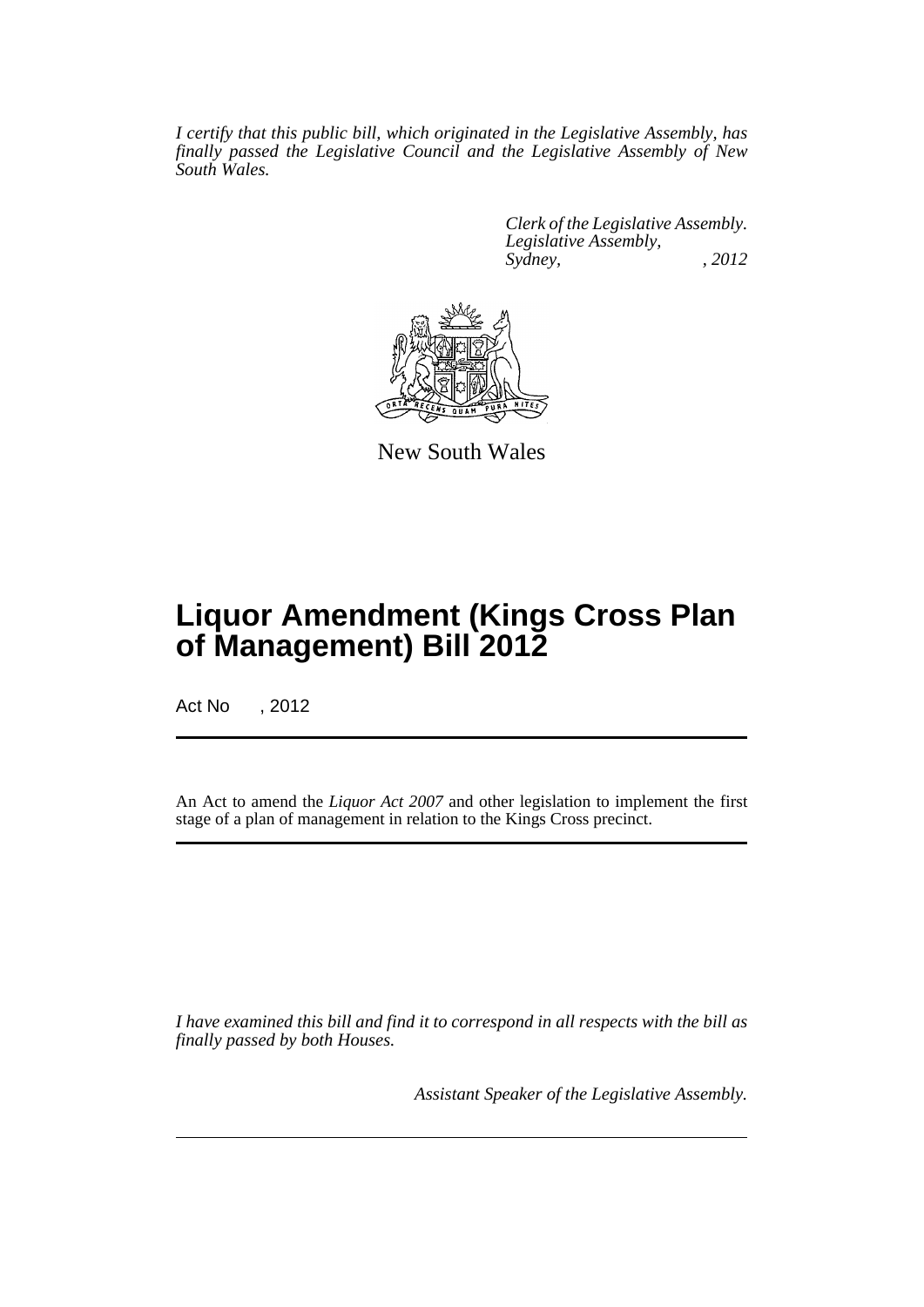*I certify that this public bill, which originated in the Legislative Assembly, has finally passed the Legislative Council and the Legislative Assembly of New South Wales.*

*Clerk of the Legislative Assembly.*
*Legislative Assembly,*
*Sydney, , 2012*

New South Wales

# Liquor Amendment (Kings Cross Plan of Management) Bill 2012

Act No , 2012

An Act to amend the *Liquor Act 2007* and other legislation to implement the first stage of a plan of management in relation to the Kings Cross precinct.

*I have examined this bill and find it to correspond in all respects with the bill as finally passed by both Houses.*

*Assistant Speaker of the Legislative Assembly.*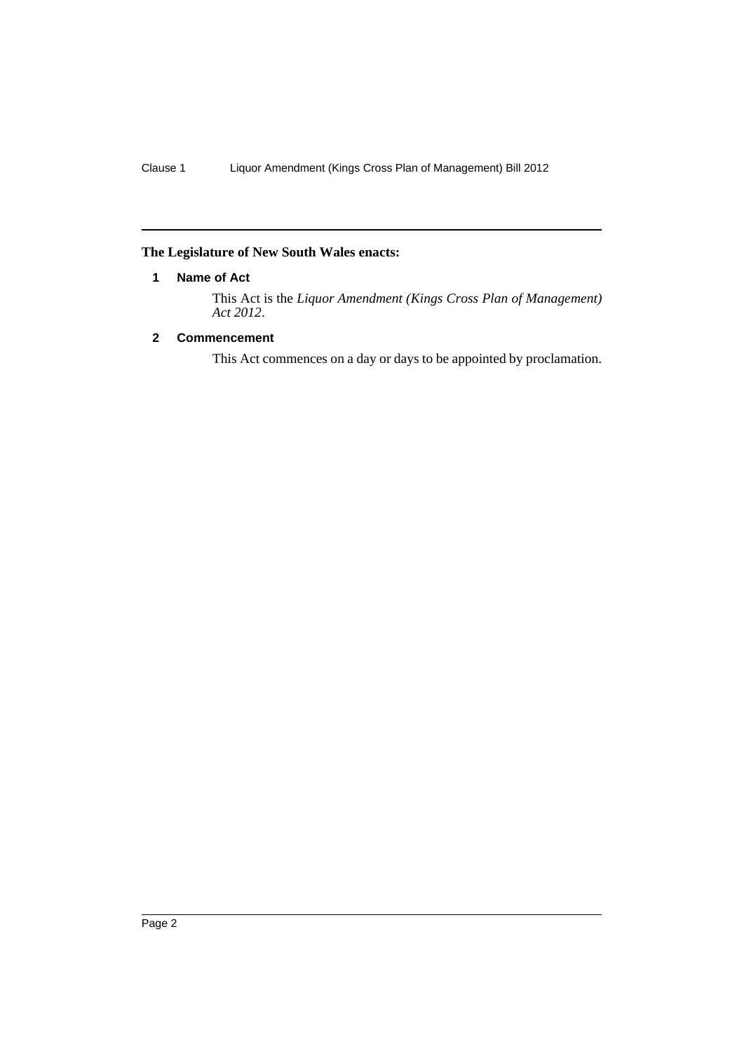**The Legislature of New South Wales enacts:**

### 1 Name of Act

This Act is the *Liquor Amendment (Kings Cross Plan of Management) Act 2012*.

### 2 Commencement

This Act commences on a day or days to be appointed by proclamation.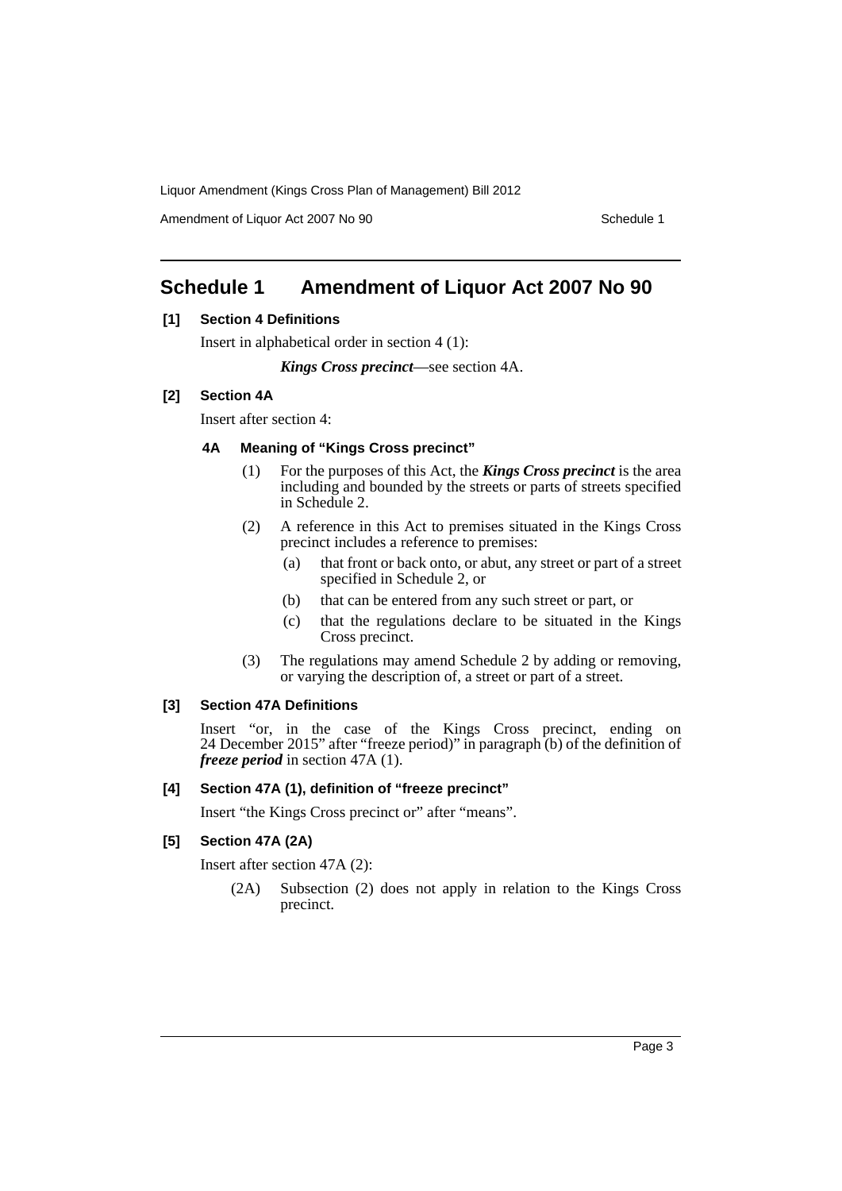# Schedule 1 Amendment of Liquor Act 2007 No 90

**[1] Section 4 Definitions**

Insert in alphabetical order in section 4 (1):

***Kings Cross precinct***—see section 4A.

**[2] Section 4A**

Insert after section 4:

**4A Meaning of "Kings Cross precinct"**

(1) For the purposes of this Act, the ***Kings Cross precinct*** is the area including and bounded by the streets or parts of streets specified in Schedule 2.

(2) A reference in this Act to premises situated in the Kings Cross precinct includes a reference to premises:

(a) that front or back onto, or abut, any street or part of a street specified in Schedule 2, or

(b) that can be entered from any such street or part, or

(c) that the regulations declare to be situated in the Kings Cross precinct.

(3) The regulations may amend Schedule 2 by adding or removing, or varying the description of, a street or part of a street.

**[3] Section 47A Definitions**

Insert "or, in the case of the Kings Cross precinct, ending on 24 December 2015" after "freeze period)" in paragraph (b) of the definition of ***freeze period*** in section 47A (1).

**[4] Section 47A (1), definition of "freeze precinct"**

Insert "the Kings Cross precinct or" after "means".

**[5] Section 47A (2A)**

Insert after section 47A (2):

(2A) Subsection (2) does not apply in relation to the Kings Cross precinct.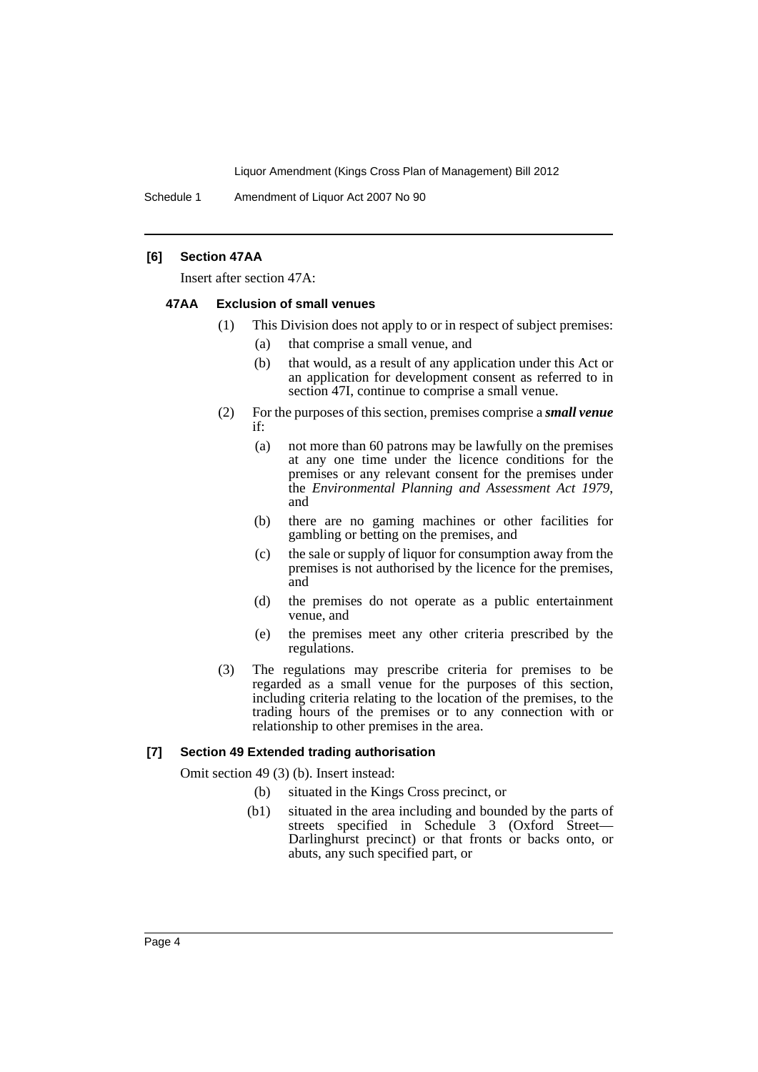**[6] Section 47AA**

Insert after section 47A:

**47AA Exclusion of small venues**

(1) This Division does not apply to or in respect of subject premises:

(a) that comprise a small venue, and

(b) that would, as a result of any application under this Act or an application for development consent as referred to in section 47I, continue to comprise a small venue.

(2) For the purposes of this section, premises comprise a ***small venue*** if:

(a) not more than 60 patrons may be lawfully on the premises at any one time under the licence conditions for the premises or any relevant consent for the premises under the *Environmental Planning and Assessment Act 1979*, and

(b) there are no gaming machines or other facilities for gambling or betting on the premises, and

(c) the sale or supply of liquor for consumption away from the premises is not authorised by the licence for the premises, and

(d) the premises do not operate as a public entertainment venue, and

(e) the premises meet any other criteria prescribed by the regulations.

(3) The regulations may prescribe criteria for premises to be regarded as a small venue for the purposes of this section, including criteria relating to the location of the premises, to the trading hours of the premises or to any connection with or relationship to other premises in the area.

**[7] Section 49 Extended trading authorisation**

Omit section 49 (3) (b). Insert instead:

(b) situated in the Kings Cross precinct, or

(b1) situated in the area including and bounded by the parts of streets specified in Schedule 3 (Oxford Street—Darlinghurst precinct) or that fronts or backs onto, or abuts, any such specified part, or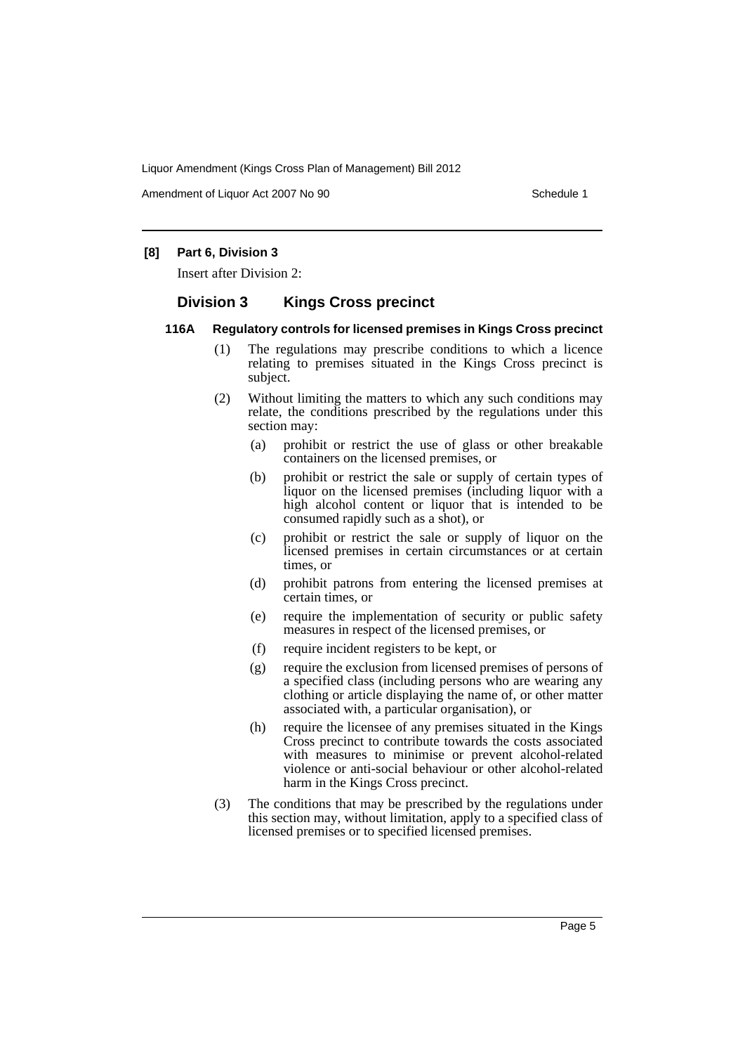**[8] Part 6, Division 3**

Insert after Division 2:

## Division 3 Kings Cross precinct

### 116A Regulatory controls for licensed premises in Kings Cross precinct

(1) The regulations may prescribe conditions to which a licence relating to premises situated in the Kings Cross precinct is subject.

(2) Without limiting the matters to which any such conditions may relate, the conditions prescribed by the regulations under this section may:

- (a) prohibit or restrict the use of glass or other breakable containers on the licensed premises, or
- (b) prohibit or restrict the sale or supply of certain types of liquor on the licensed premises (including liquor with a high alcohol content or liquor that is intended to be consumed rapidly such as a shot), or
- (c) prohibit or restrict the sale or supply of liquor on the licensed premises in certain circumstances or at certain times, or
- (d) prohibit patrons from entering the licensed premises at certain times, or
- (e) require the implementation of security or public safety measures in respect of the licensed premises, or
- (f) require incident registers to be kept, or
- (g) require the exclusion from licensed premises of persons of a specified class (including persons who are wearing any clothing or article displaying the name of, or other matter associated with, a particular organisation), or
- (h) require the licensee of any premises situated in the Kings Cross precinct to contribute towards the costs associated with measures to minimise or prevent alcohol-related violence or anti-social behaviour or other alcohol-related harm in the Kings Cross precinct.

(3) The conditions that may be prescribed by the regulations under this section may, without limitation, apply to a specified class of licensed premises or to specified licensed premises.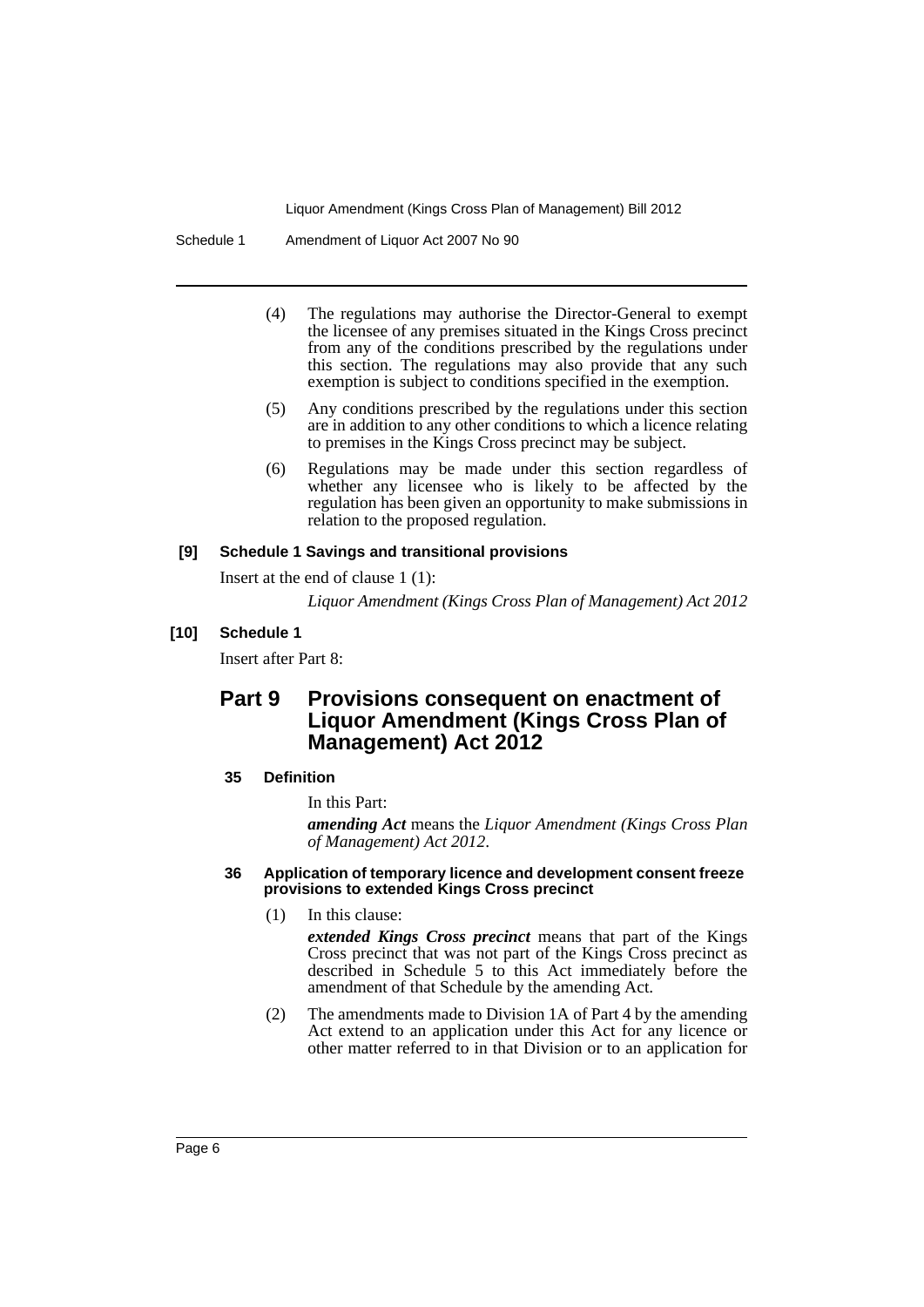(4) The regulations may authorise the Director-General to exempt the licensee of any premises situated in the Kings Cross precinct from any of the conditions prescribed by the regulations under this section. The regulations may also provide that any such exemption is subject to conditions specified in the exemption.

(5) Any conditions prescribed by the regulations under this section are in addition to any other conditions to which a licence relating to premises in the Kings Cross precinct may be subject.

(6) Regulations may be made under this section regardless of whether any licensee who is likely to be affected by the regulation has been given an opportunity to make submissions in relation to the proposed regulation.

**[9] Schedule 1 Savings and transitional provisions**

Insert at the end of clause 1 (1):

*Liquor Amendment (Kings Cross Plan of Management) Act 2012*

**[10] Schedule 1**

Insert after Part 8:

## Part 9 Provisions consequent on enactment of Liquor Amendment (Kings Cross Plan of Management) Act 2012

**35 Definition**

In this Part:

***amending Act*** means the *Liquor Amendment (Kings Cross Plan of Management) Act 2012*.

**36 Application of temporary licence and development consent freeze provisions to extended Kings Cross precinct**

(1) In this clause:

***extended Kings Cross precinct*** means that part of the Kings Cross precinct that was not part of the Kings Cross precinct as described in Schedule 5 to this Act immediately before the amendment of that Schedule by the amending Act.

(2) The amendments made to Division 1A of Part 4 by the amending Act extend to an application under this Act for any licence or other matter referred to in that Division or to an application for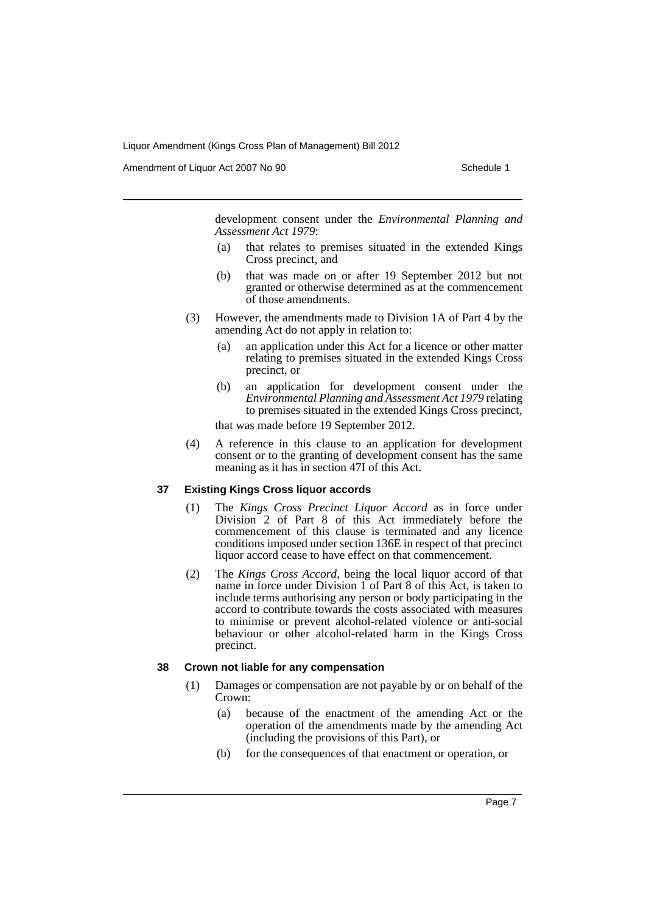development consent under the *Environmental Planning and Assessment Act 1979*:

(a) that relates to premises situated in the extended Kings Cross precinct, and

(b) that was made on or after 19 September 2012 but not granted or otherwise determined as at the commencement of those amendments.

(3) However, the amendments made to Division 1A of Part 4 by the amending Act do not apply in relation to:

(a) an application under this Act for a licence or other matter relating to premises situated in the extended Kings Cross precinct, or

(b) an application for development consent under the *Environmental Planning and Assessment Act 1979* relating to premises situated in the extended Kings Cross precinct,

that was made before 19 September 2012.

(4) A reference in this clause to an application for development consent or to the granting of development consent has the same meaning as it has in section 47I of this Act.

**37 Existing Kings Cross liquor accords**

(1) The *Kings Cross Precinct Liquor Accord* as in force under Division 2 of Part 8 of this Act immediately before the commencement of this clause is terminated and any licence conditions imposed under section 136E in respect of that precinct liquor accord cease to have effect on that commencement.

(2) The *Kings Cross Accord*, being the local liquor accord of that name in force under Division 1 of Part 8 of this Act, is taken to include terms authorising any person or body participating in the accord to contribute towards the costs associated with measures to minimise or prevent alcohol-related violence or anti-social behaviour or other alcohol-related harm in the Kings Cross precinct.

**38 Crown not liable for any compensation**

(1) Damages or compensation are not payable by or on behalf of the Crown:

(a) because of the enactment of the amending Act or the operation of the amendments made by the amending Act (including the provisions of this Part), or

(b) for the consequences of that enactment or operation, or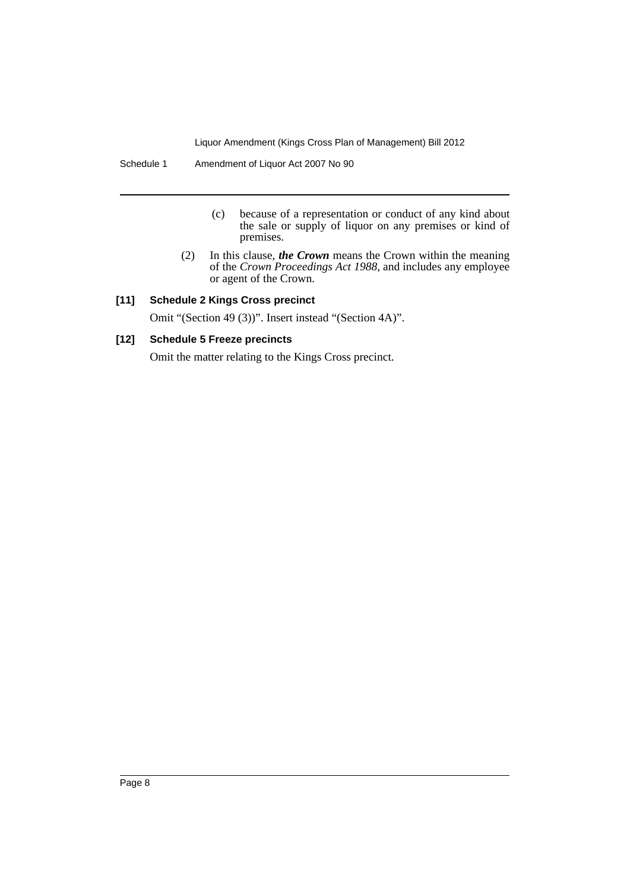(c) because of a representation or conduct of any kind about the sale or supply of liquor on any premises or kind of premises.

(2) In this clause, ***the Crown*** means the Crown within the meaning of the *Crown Proceedings Act 1988*, and includes any employee or agent of the Crown.

**[11] Schedule 2 Kings Cross precinct**

Omit "(Section 49 (3))". Insert instead "(Section 4A)".

**[12] Schedule 5 Freeze precincts**

Omit the matter relating to the Kings Cross precinct.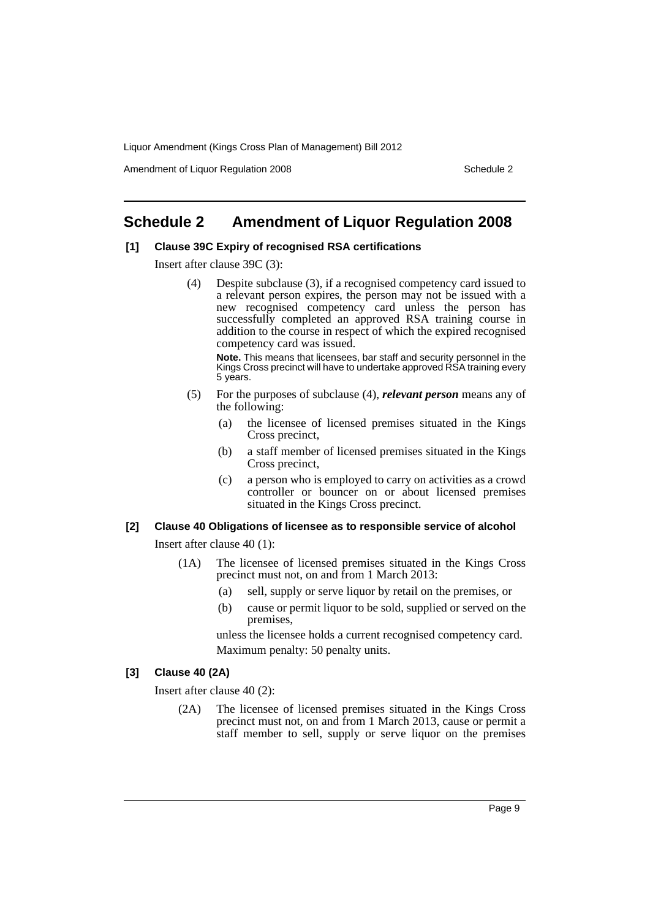# Schedule 2 Amendment of Liquor Regulation 2008

**[1] Clause 39C Expiry of recognised RSA certifications**

Insert after clause 39C (3):

(4) Despite subclause (3), if a recognised competency card issued to a relevant person expires, the person may not be issued with a new recognised competency card unless the person has successfully completed an approved RSA training course in addition to the course in respect of which the expired recognised competency card was issued.

**Note.** This means that licensees, bar staff and security personnel in the Kings Cross precinct will have to undertake approved RSA training every 5 years.

(5) For the purposes of subclause (4), ***relevant person*** means any of the following:

(a) the licensee of licensed premises situated in the Kings Cross precinct,

(b) a staff member of licensed premises situated in the Kings Cross precinct,

(c) a person who is employed to carry on activities as a crowd controller or bouncer on or about licensed premises situated in the Kings Cross precinct.

**[2] Clause 40 Obligations of licensee as to responsible service of alcohol**

Insert after clause 40 (1):

(1A) The licensee of licensed premises situated in the Kings Cross precinct must not, on and from 1 March 2013:

(a) sell, supply or serve liquor by retail on the premises, or

(b) cause or permit liquor to be sold, supplied or served on the premises,

unless the licensee holds a current recognised competency card.

Maximum penalty: 50 penalty units.

**[3] Clause 40 (2A)**

Insert after clause 40 (2):

(2A) The licensee of licensed premises situated in the Kings Cross precinct must not, on and from 1 March 2013, cause or permit a staff member to sell, supply or serve liquor on the premises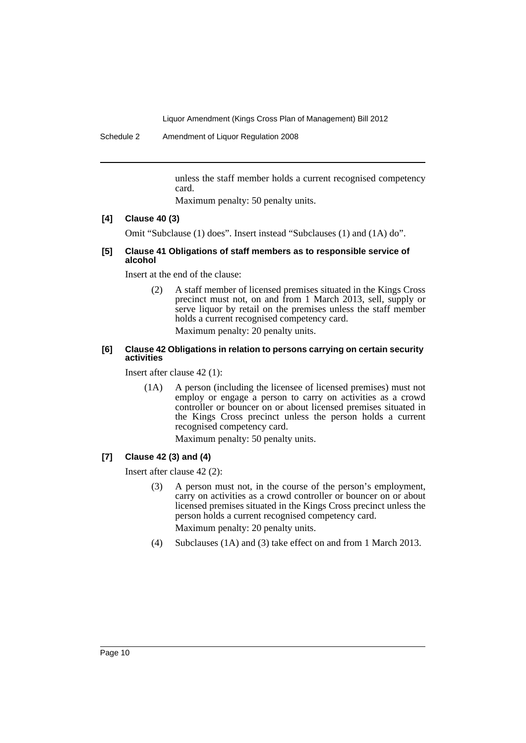unless the staff member holds a current recognised competency card.

Maximum penalty: 50 penalty units.

**[4] Clause 40 (3)**

Omit "Subclause (1) does". Insert instead "Subclauses (1) and (1A) do".

**[5] Clause 41 Obligations of staff members as to responsible service of alcohol**

Insert at the end of the clause:

(2) A staff member of licensed premises situated in the Kings Cross precinct must not, on and from 1 March 2013, sell, supply or serve liquor by retail on the premises unless the staff member holds a current recognised competency card.

Maximum penalty: 20 penalty units.

**[6] Clause 42 Obligations in relation to persons carrying on certain security activities**

Insert after clause 42 (1):

(1A) A person (including the licensee of licensed premises) must not employ or engage a person to carry on activities as a crowd controller or bouncer on or about licensed premises situated in the Kings Cross precinct unless the person holds a current recognised competency card.

Maximum penalty: 50 penalty units.

**[7] Clause 42 (3) and (4)**

Insert after clause 42 (2):

(3) A person must not, in the course of the person's employment, carry on activities as a crowd controller or bouncer on or about licensed premises situated in the Kings Cross precinct unless the person holds a current recognised competency card.

Maximum penalty: 20 penalty units.

(4) Subclauses (1A) and (3) take effect on and from 1 March 2013.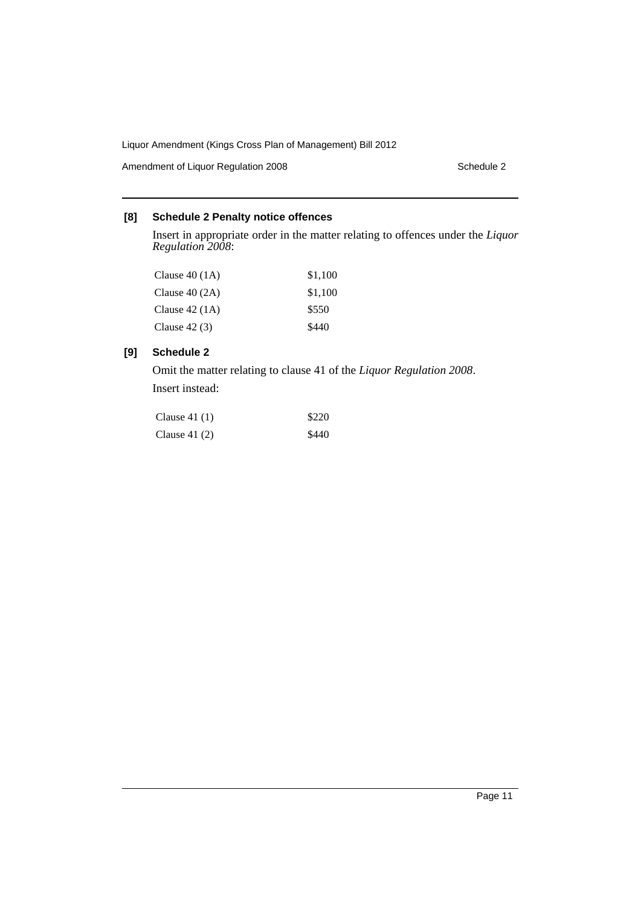### [8] Schedule 2 Penalty notice offences

Insert in appropriate order in the matter relating to offences under the *Liquor Regulation 2008*:

| | |
|---|---|
| Clause 40 (1A) | $1,100 |
| Clause 40 (2A) | $1,100 |
| Clause 42 (1A) | $550 |
| Clause 42 (3) | $440 |

### [9] Schedule 2

Omit the matter relating to clause 41 of the *Liquor Regulation 2008*.

Insert instead:

| | |
|---|---|
| Clause 41 (1) | $220 |
| Clause 41 (2) | $440 |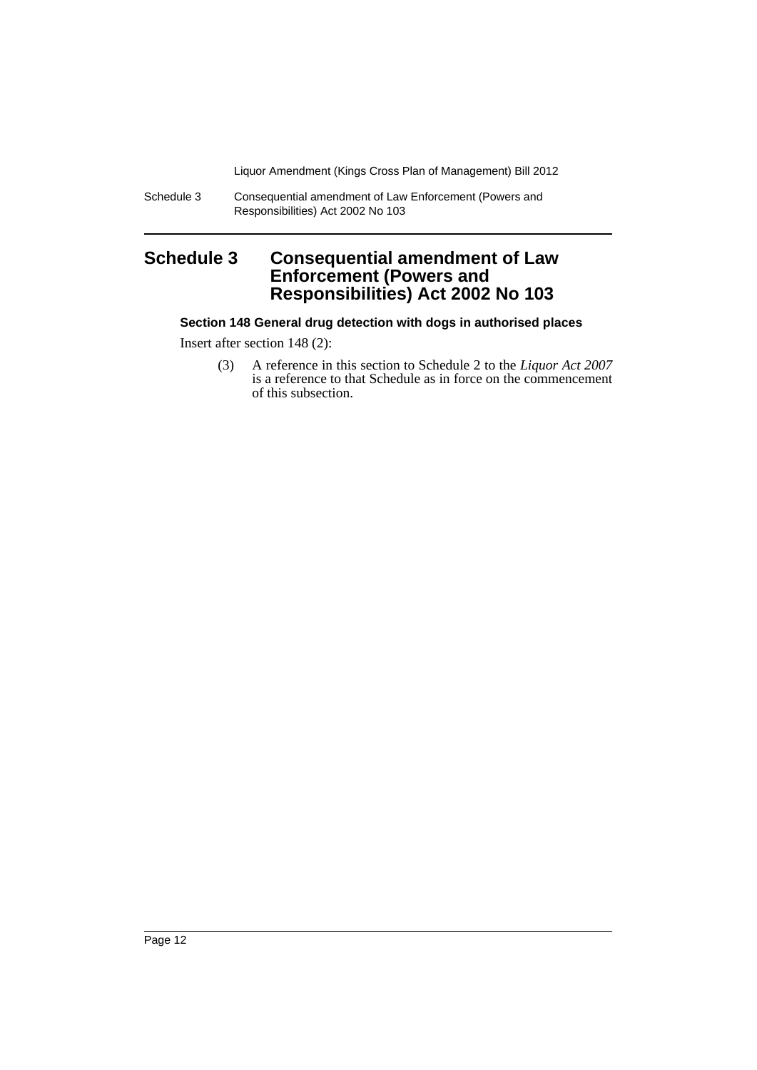# Schedule 3 Consequential amendment of Law Enforcement (Powers and Responsibilities) Act 2002 No 103

### Section 148 General drug detection with dogs in authorised places

Insert after section 148 (2):

(3) A reference in this section to Schedule 2 to the *Liquor Act 2007* is a reference to that Schedule as in force on the commencement of this subsection.